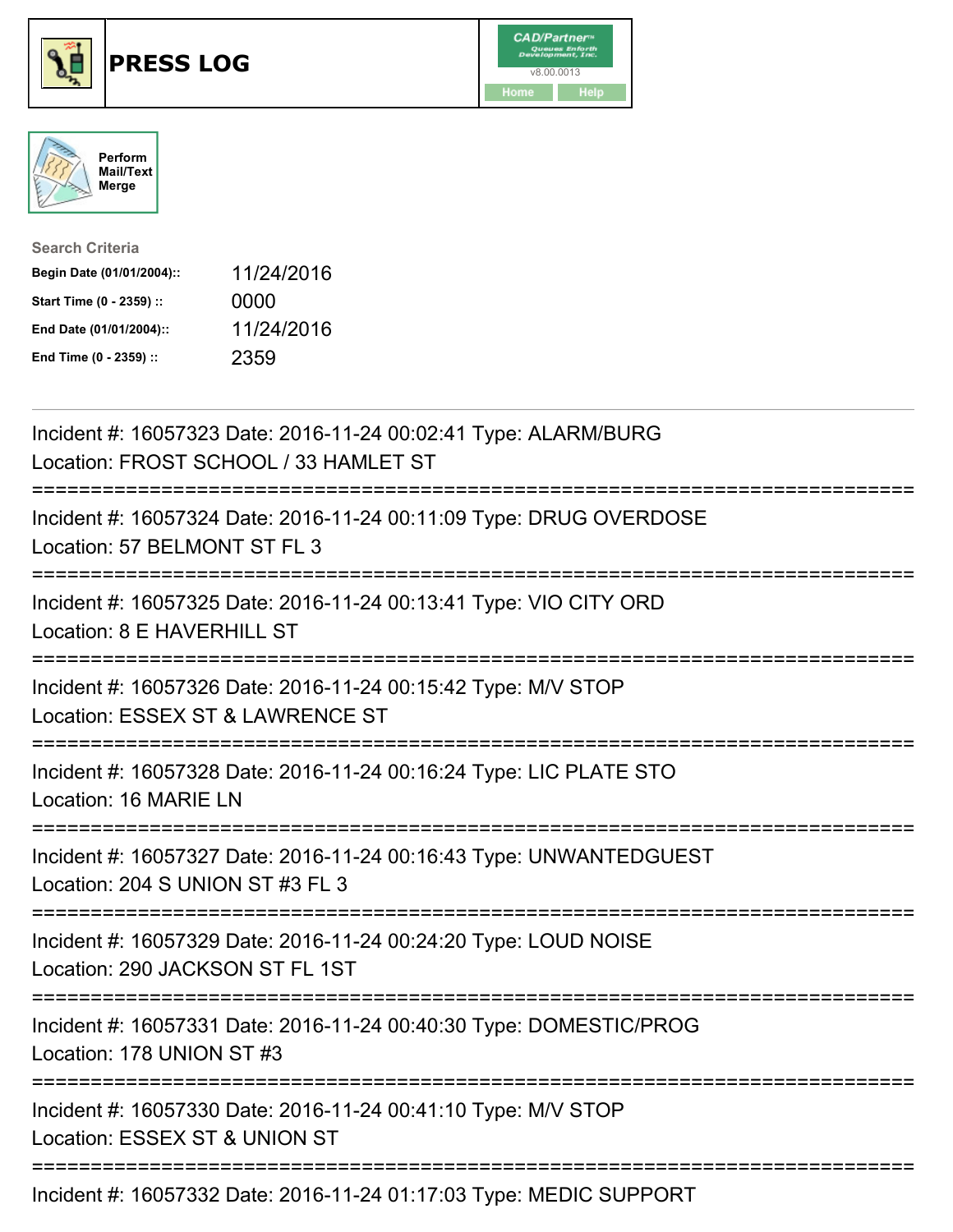# PRESS LOG

CAD/Partner
v8.00.0013
Home Help

Perform Mail/Text Merge

**Search Criteria**

| | |
|---|---|
| **Begin Date (01/01/2004)::** | 11/24/2016 |
| **Start Time (0 - 2359) ::** | 0000 |
| **End Date (01/01/2004)::** | 11/24/2016 |
| **End Time (0 - 2359) ::** | 2359 |

---

Incident #: 16057323 Date: 2016-11-24 00:02:41 Type: ALARM/BURG
Location: FROST SCHOOL / 33 HAMLET ST

===========================================================================

Incident #: 16057324 Date: 2016-11-24 00:11:09 Type: DRUG OVERDOSE
Location: 57 BELMONT ST FL 3

===========================================================================

Incident #: 16057325 Date: 2016-11-24 00:13:41 Type: VIO CITY ORD
Location: 8 E HAVERHILL ST

===========================================================================

Incident #: 16057326 Date: 2016-11-24 00:15:42 Type: M/V STOP
Location: ESSEX ST & LAWRENCE ST

===========================================================================

Incident #: 16057328 Date: 2016-11-24 00:16:24 Type: LIC PLATE STO
Location: 16 MARIE LN

===========================================================================

Incident #: 16057327 Date: 2016-11-24 00:16:43 Type: UNWANTEDGUEST
Location: 204 S UNION ST #3 FL 3

===========================================================================

Incident #: 16057329 Date: 2016-11-24 00:24:20 Type: LOUD NOISE
Location: 290 JACKSON ST FL 1ST

===========================================================================

Incident #: 16057331 Date: 2016-11-24 00:40:30 Type: DOMESTIC/PROG
Location: 178 UNION ST #3

===========================================================================

Incident #: 16057330 Date: 2016-11-24 00:41:10 Type: M/V STOP
Location: ESSEX ST & UNION ST

===========================================================================

Incident #: 16057332 Date: 2016-11-24 01:17:03 Type: MEDIC SUPPORT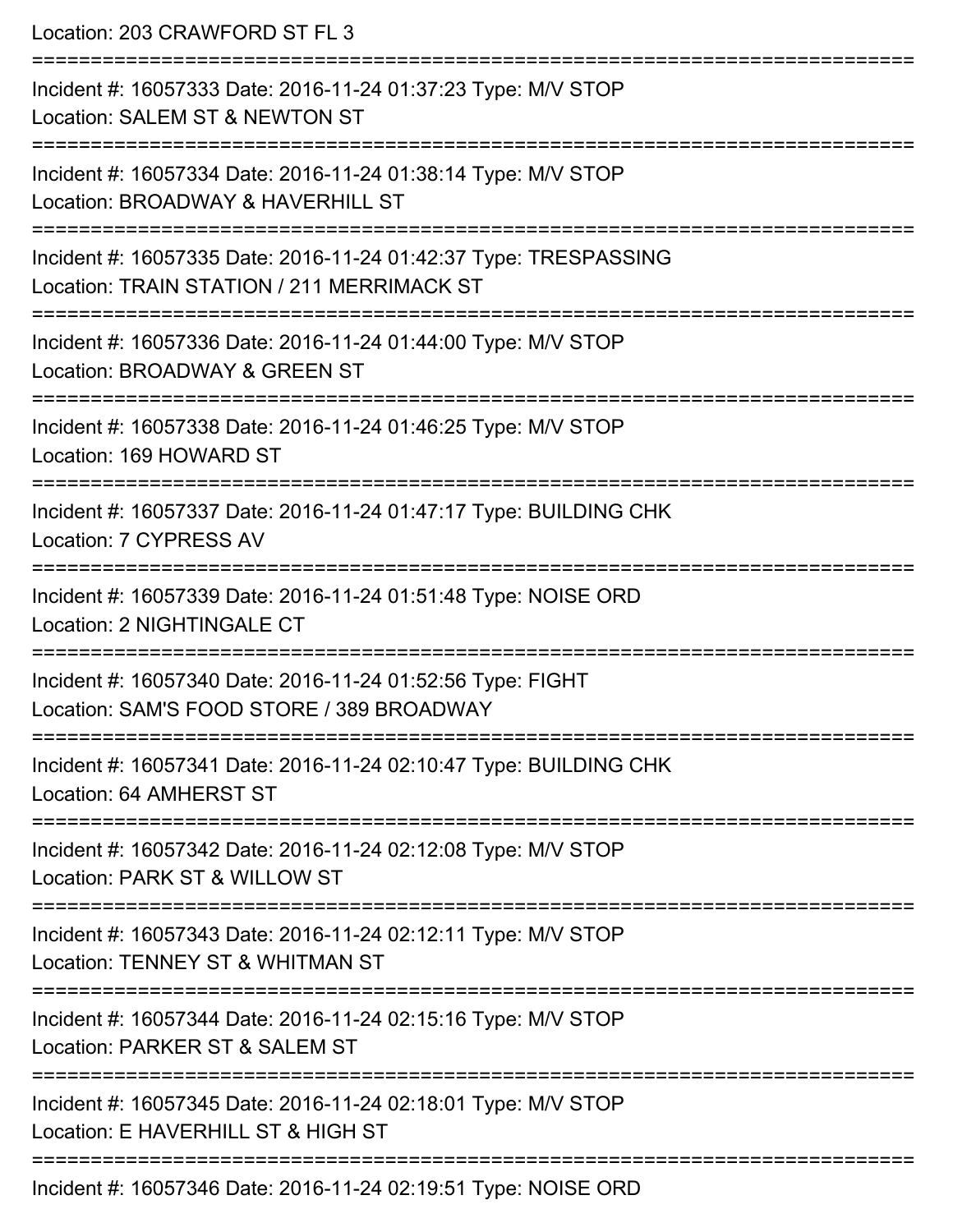Location: 203 CRAWFORD ST FL 3

===========================================================================

Incident #: 16057333 Date: 2016-11-24 01:37:23 Type: M/V STOP
Location: SALEM ST & NEWTON ST

===========================================================================

Incident #: 16057334 Date: 2016-11-24 01:38:14 Type: M/V STOP
Location: BROADWAY & HAVERHILL ST

===========================================================================

Incident #: 16057335 Date: 2016-11-24 01:42:37 Type: TRESPASSING
Location: TRAIN STATION / 211 MERRIMACK ST

===========================================================================

Incident #: 16057336 Date: 2016-11-24 01:44:00 Type: M/V STOP
Location: BROADWAY & GREEN ST

===========================================================================

Incident #: 16057338 Date: 2016-11-24 01:46:25 Type: M/V STOP
Location: 169 HOWARD ST

===========================================================================

Incident #: 16057337 Date: 2016-11-24 01:47:17 Type: BUILDING CHK
Location: 7 CYPRESS AV

===========================================================================

Incident #: 16057339 Date: 2016-11-24 01:51:48 Type: NOISE ORD
Location: 2 NIGHTINGALE CT

===========================================================================

Incident #: 16057340 Date: 2016-11-24 01:52:56 Type: FIGHT
Location: SAM'S FOOD STORE / 389 BROADWAY

===========================================================================

Incident #: 16057341 Date: 2016-11-24 02:10:47 Type: BUILDING CHK
Location: 64 AMHERST ST

===========================================================================

Incident #: 16057342 Date: 2016-11-24 02:12:08 Type: M/V STOP
Location: PARK ST & WILLOW ST

===========================================================================

Incident #: 16057343 Date: 2016-11-24 02:12:11 Type: M/V STOP
Location: TENNEY ST & WHITMAN ST

===========================================================================

Incident #: 16057344 Date: 2016-11-24 02:15:16 Type: M/V STOP
Location: PARKER ST & SALEM ST

===========================================================================

Incident #: 16057345 Date: 2016-11-24 02:18:01 Type: M/V STOP
Location: E HAVERHILL ST & HIGH ST

===========================================================================

Incident #: 16057346 Date: 2016-11-24 02:19:51 Type: NOISE ORD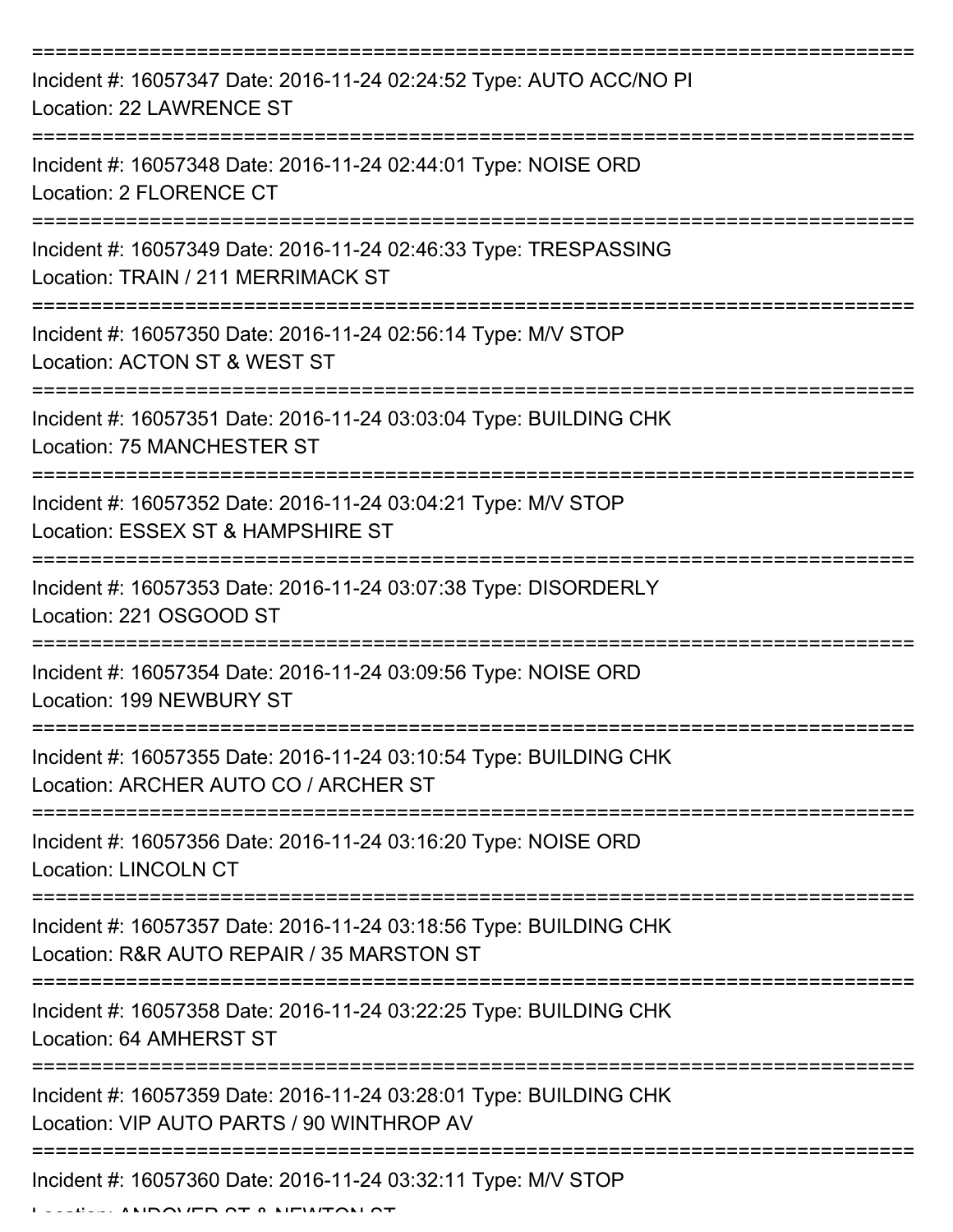===========================================================================

Incident #: 16057347 Date: 2016-11-24 02:24:52 Type: AUTO ACC/NO PI
Location: 22 LAWRENCE ST

===========================================================================

Incident #: 16057348 Date: 2016-11-24 02:44:01 Type: NOISE ORD
Location: 2 FLORENCE CT

===========================================================================

Incident #: 16057349 Date: 2016-11-24 02:46:33 Type: TRESPASSING
Location: TRAIN / 211 MERRIMACK ST

===========================================================================

Incident #: 16057350 Date: 2016-11-24 02:56:14 Type: M/V STOP
Location: ACTON ST & WEST ST

===========================================================================

Incident #: 16057351 Date: 2016-11-24 03:03:04 Type: BUILDING CHK
Location: 75 MANCHESTER ST

===========================================================================

Incident #: 16057352 Date: 2016-11-24 03:04:21 Type: M/V STOP
Location: ESSEX ST & HAMPSHIRE ST

===========================================================================

Incident #: 16057353 Date: 2016-11-24 03:07:38 Type: DISORDERLY
Location: 221 OSGOOD ST

===========================================================================

Incident #: 16057354 Date: 2016-11-24 03:09:56 Type: NOISE ORD
Location: 199 NEWBURY ST

===========================================================================

Incident #: 16057355 Date: 2016-11-24 03:10:54 Type: BUILDING CHK
Location: ARCHER AUTO CO / ARCHER ST

===========================================================================

Incident #: 16057356 Date: 2016-11-24 03:16:20 Type: NOISE ORD
Location: LINCOLN CT

===========================================================================

Incident #: 16057357 Date: 2016-11-24 03:18:56 Type: BUILDING CHK
Location: R&R AUTO REPAIR / 35 MARSTON ST

===========================================================================

Incident #: 16057358 Date: 2016-11-24 03:22:25 Type: BUILDING CHK
Location: 64 AMHERST ST

===========================================================================

Incident #: 16057359 Date: 2016-11-24 03:28:01 Type: BUILDING CHK
Location: VIP AUTO PARTS / 90 WINTHROP AV

===========================================================================

Incident #: 16057360 Date: 2016-11-24 03:32:11 Type: M/V STOP
Location: ANDOVER ST & NEWTON ST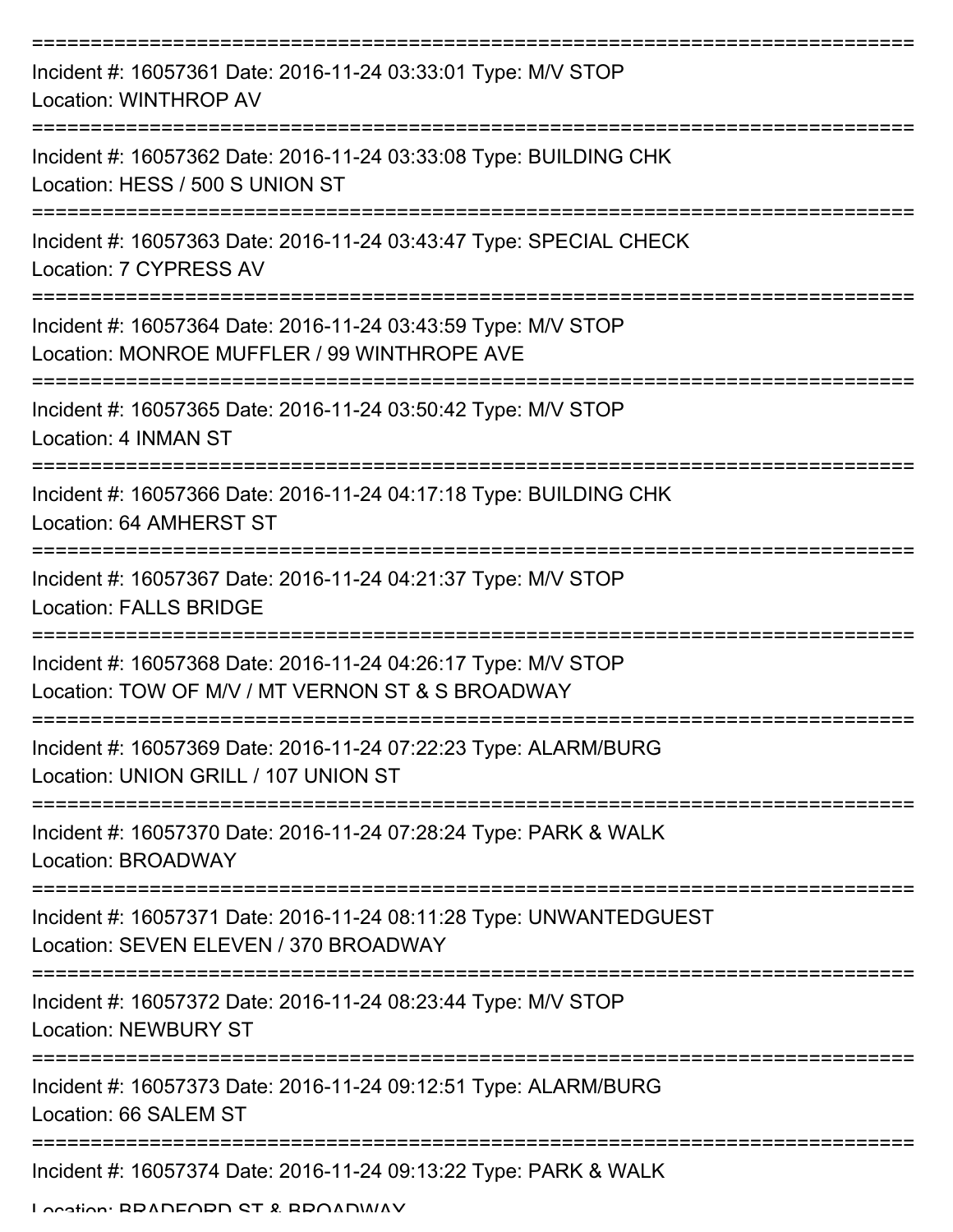===========================================================================

Incident #: 16057361 Date: 2016-11-24 03:33:01 Type: M/V STOP
Location: WINTHROP AV

===========================================================================

Incident #: 16057362 Date: 2016-11-24 03:33:08 Type: BUILDING CHK
Location: HESS / 500 S UNION ST

===========================================================================

Incident #: 16057363 Date: 2016-11-24 03:43:47 Type: SPECIAL CHECK
Location: 7 CYPRESS AV

===========================================================================

Incident #: 16057364 Date: 2016-11-24 03:43:59 Type: M/V STOP
Location: MONROE MUFFLER / 99 WINTHROPE AVE

===========================================================================

Incident #: 16057365 Date: 2016-11-24 03:50:42 Type: M/V STOP
Location: 4 INMAN ST

===========================================================================

Incident #: 16057366 Date: 2016-11-24 04:17:18 Type: BUILDING CHK
Location: 64 AMHERST ST

===========================================================================

Incident #: 16057367 Date: 2016-11-24 04:21:37 Type: M/V STOP
Location: FALLS BRIDGE

===========================================================================

Incident #: 16057368 Date: 2016-11-24 04:26:17 Type: M/V STOP
Location: TOW OF M/V / MT VERNON ST & S BROADWAY

===========================================================================

Incident #: 16057369 Date: 2016-11-24 07:22:23 Type: ALARM/BURG
Location: UNION GRILL / 107 UNION ST

===========================================================================

Incident #: 16057370 Date: 2016-11-24 07:28:24 Type: PARK & WALK
Location: BROADWAY

===========================================================================

Incident #: 16057371 Date: 2016-11-24 08:11:28 Type: UNWANTEDGUEST
Location: SEVEN ELEVEN / 370 BROADWAY

===========================================================================

Incident #: 16057372 Date: 2016-11-24 08:23:44 Type: M/V STOP
Location: NEWBURY ST

===========================================================================

Incident #: 16057373 Date: 2016-11-24 09:12:51 Type: ALARM/BURG
Location: 66 SALEM ST

===========================================================================

Incident #: 16057374 Date: 2016-11-24 09:13:22 Type: PARK & WALK
Location: BRADFORD ST & BROADWAY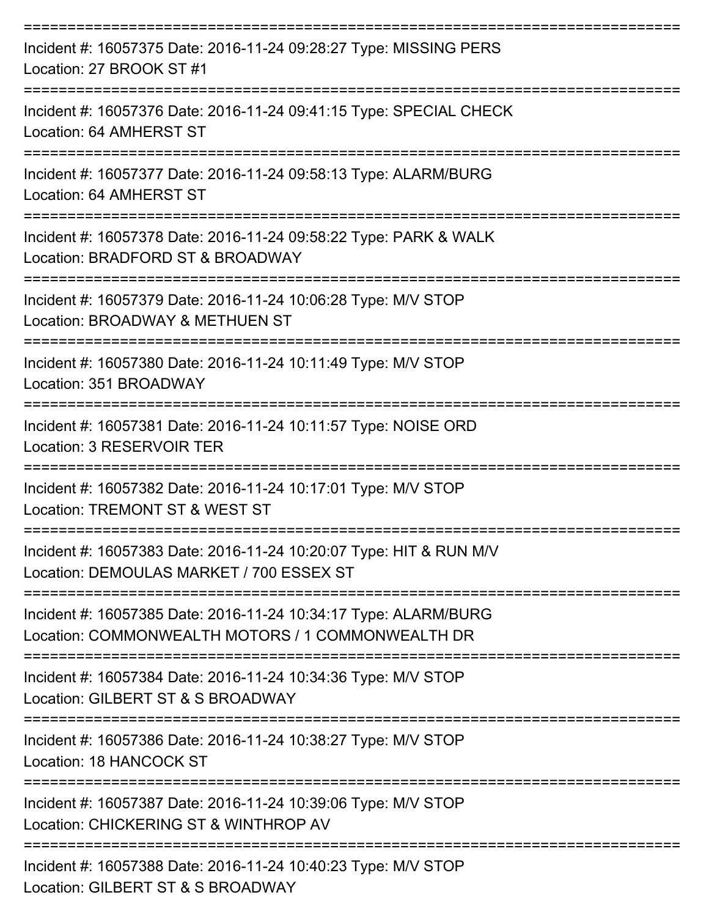===========================================================================
Incident #: 16057375 Date: 2016-11-24 09:28:27 Type: MISSING PERS
Location: 27 BROOK ST #1
===========================================================================
Incident #: 16057376 Date: 2016-11-24 09:41:15 Type: SPECIAL CHECK
Location: 64 AMHERST ST
===========================================================================
Incident #: 16057377 Date: 2016-11-24 09:58:13 Type: ALARM/BURG
Location: 64 AMHERST ST
===========================================================================
Incident #: 16057378 Date: 2016-11-24 09:58:22 Type: PARK & WALK
Location: BRADFORD ST & BROADWAY
===========================================================================
Incident #: 16057379 Date: 2016-11-24 10:06:28 Type: M/V STOP
Location: BROADWAY & METHUEN ST
===========================================================================
Incident #: 16057380 Date: 2016-11-24 10:11:49 Type: M/V STOP
Location: 351 BROADWAY
===========================================================================
Incident #: 16057381 Date: 2016-11-24 10:11:57 Type: NOISE ORD
Location: 3 RESERVOIR TER
===========================================================================
Incident #: 16057382 Date: 2016-11-24 10:17:01 Type: M/V STOP
Location: TREMONT ST & WEST ST
===========================================================================
Incident #: 16057383 Date: 2016-11-24 10:20:07 Type: HIT & RUN M/V
Location: DEMOULAS MARKET / 700 ESSEX ST
===========================================================================
Incident #: 16057385 Date: 2016-11-24 10:34:17 Type: ALARM/BURG
Location: COMMONWEALTH MOTORS / 1 COMMONWEALTH DR
===========================================================================
Incident #: 16057384 Date: 2016-11-24 10:34:36 Type: M/V STOP
Location: GILBERT ST & S BROADWAY
===========================================================================
Incident #: 16057386 Date: 2016-11-24 10:38:27 Type: M/V STOP
Location: 18 HANCOCK ST
===========================================================================
Incident #: 16057387 Date: 2016-11-24 10:39:06 Type: M/V STOP
Location: CHICKERING ST & WINTHROP AV
===========================================================================
Incident #: 16057388 Date: 2016-11-24 10:40:23 Type: M/V STOP
Location: GILBERT ST & S BROADWAY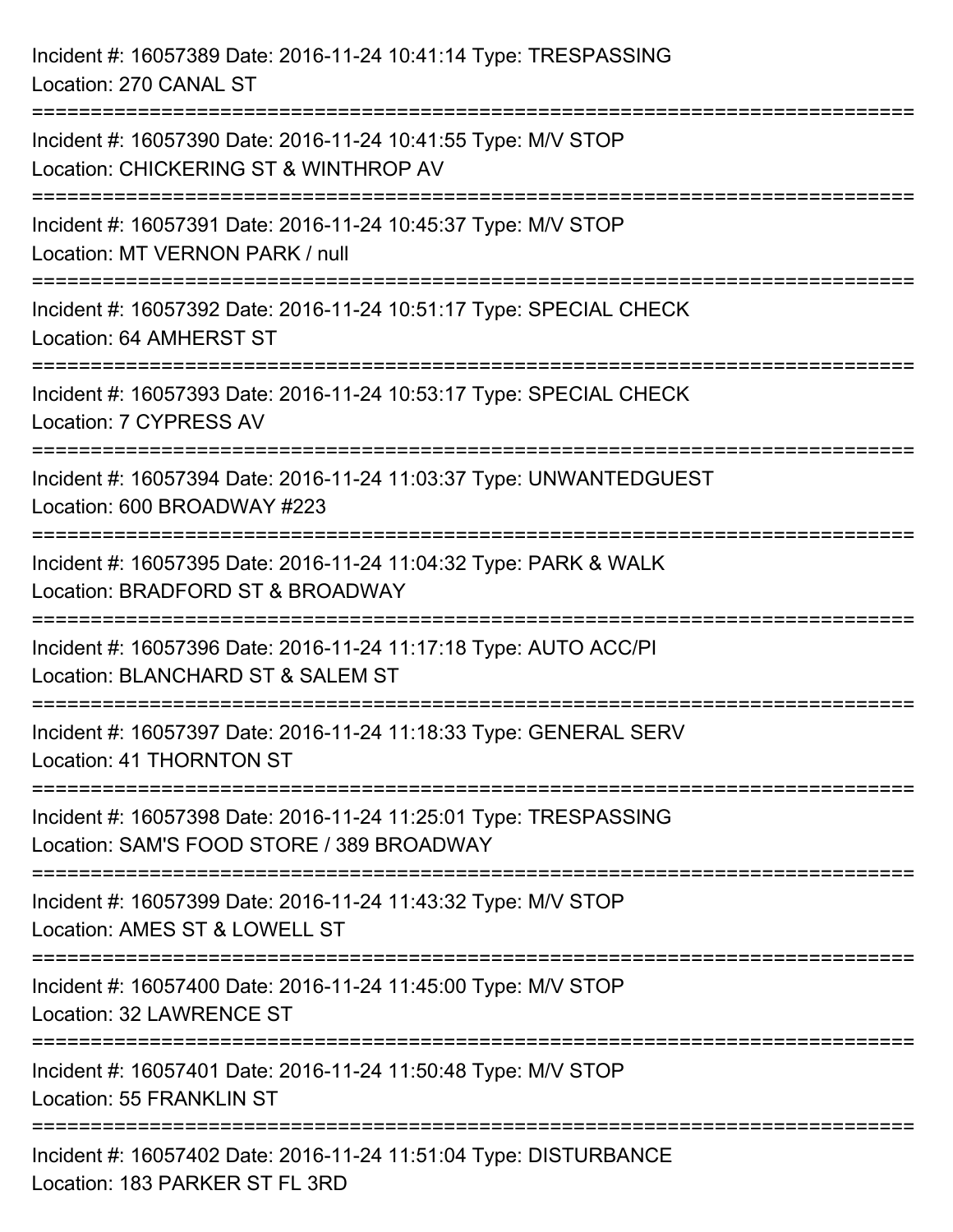Incident #: 16057389 Date: 2016-11-24 10:41:14 Type: TRESPASSING
Location: 270 CANAL ST

===========================================================================

Incident #: 16057390 Date: 2016-11-24 10:41:55 Type: M/V STOP
Location: CHICKERING ST & WINTHROP AV

===========================================================================

Incident #: 16057391 Date: 2016-11-24 10:45:37 Type: M/V STOP
Location: MT VERNON PARK / null

===========================================================================

Incident #: 16057392 Date: 2016-11-24 10:51:17 Type: SPECIAL CHECK
Location: 64 AMHERST ST

===========================================================================

Incident #: 16057393 Date: 2016-11-24 10:53:17 Type: SPECIAL CHECK
Location: 7 CYPRESS AV

===========================================================================

Incident #: 16057394 Date: 2016-11-24 11:03:37 Type: UNWANTEDGUEST
Location: 600 BROADWAY #223

===========================================================================

Incident #: 16057395 Date: 2016-11-24 11:04:32 Type: PARK & WALK
Location: BRADFORD ST & BROADWAY

===========================================================================

Incident #: 16057396 Date: 2016-11-24 11:17:18 Type: AUTO ACC/PI
Location: BLANCHARD ST & SALEM ST

===========================================================================

Incident #: 16057397 Date: 2016-11-24 11:18:33 Type: GENERAL SERV
Location: 41 THORNTON ST

===========================================================================

Incident #: 16057398 Date: 2016-11-24 11:25:01 Type: TRESPASSING
Location: SAM'S FOOD STORE / 389 BROADWAY

===========================================================================

Incident #: 16057399 Date: 2016-11-24 11:43:32 Type: M/V STOP
Location: AMES ST & LOWELL ST

===========================================================================

Incident #: 16057400 Date: 2016-11-24 11:45:00 Type: M/V STOP
Location: 32 LAWRENCE ST

===========================================================================

Incident #: 16057401 Date: 2016-11-24 11:50:48 Type: M/V STOP
Location: 55 FRANKLIN ST

===========================================================================

Incident #: 16057402 Date: 2016-11-24 11:51:04 Type: DISTURBANCE
Location: 183 PARKER ST FL 3RD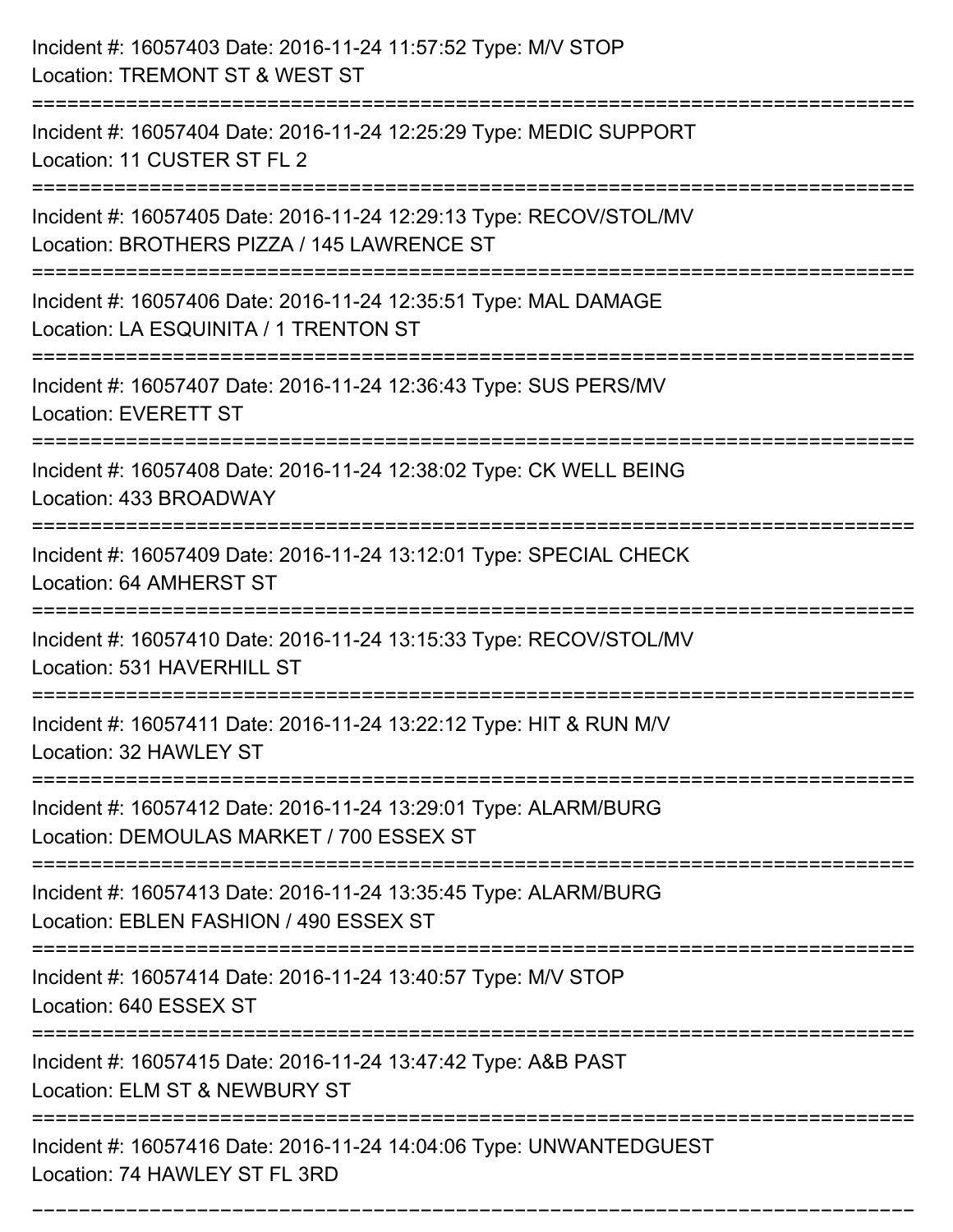Incident #: 16057403 Date: 2016-11-24 11:57:52 Type: M/V STOP
Location: TREMONT ST & WEST ST

===========================================================================

Incident #: 16057404 Date: 2016-11-24 12:25:29 Type: MEDIC SUPPORT
Location: 11 CUSTER ST FL 2

===========================================================================

Incident #: 16057405 Date: 2016-11-24 12:29:13 Type: RECOV/STOL/MV
Location: BROTHERS PIZZA / 145 LAWRENCE ST

===========================================================================

Incident #: 16057406 Date: 2016-11-24 12:35:51 Type: MAL DAMAGE
Location: LA ESQUINITA / 1 TRENTON ST

===========================================================================

Incident #: 16057407 Date: 2016-11-24 12:36:43 Type: SUS PERS/MV
Location: EVERETT ST

===========================================================================

Incident #: 16057408 Date: 2016-11-24 12:38:02 Type: CK WELL BEING
Location: 433 BROADWAY

===========================================================================

Incident #: 16057409 Date: 2016-11-24 13:12:01 Type: SPECIAL CHECK
Location: 64 AMHERST ST

===========================================================================

Incident #: 16057410 Date: 2016-11-24 13:15:33 Type: RECOV/STOL/MV
Location: 531 HAVERHILL ST

===========================================================================

Incident #: 16057411 Date: 2016-11-24 13:22:12 Type: HIT & RUN M/V
Location: 32 HAWLEY ST

===========================================================================

Incident #: 16057412 Date: 2016-11-24 13:29:01 Type: ALARM/BURG
Location: DEMOULAS MARKET / 700 ESSEX ST

===========================================================================

Incident #: 16057413 Date: 2016-11-24 13:35:45 Type: ALARM/BURG
Location: EBLEN FASHION / 490 ESSEX ST

===========================================================================

Incident #: 16057414 Date: 2016-11-24 13:40:57 Type: M/V STOP
Location: 640 ESSEX ST

===========================================================================

Incident #: 16057415 Date: 2016-11-24 13:47:42 Type: A&B PAST
Location: ELM ST & NEWBURY ST

===========================================================================

Incident #: 16057416 Date: 2016-11-24 14:04:06 Type: UNWANTEDGUEST
Location: 74 HAWLEY ST FL 3RD

===========================================================================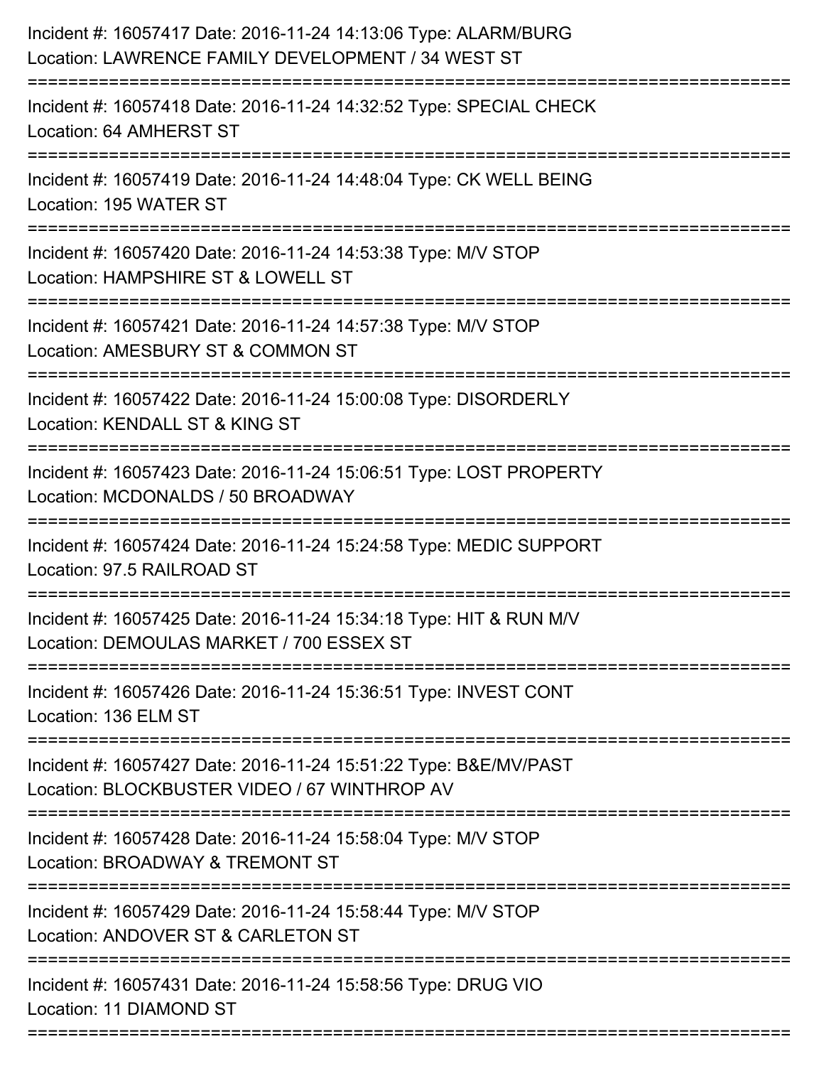Incident #: 16057417 Date: 2016-11-24 14:13:06 Type: ALARM/BURG
Location: LAWRENCE FAMILY DEVELOPMENT / 34 WEST ST

===========================================================================

Incident #: 16057418 Date: 2016-11-24 14:32:52 Type: SPECIAL CHECK
Location: 64 AMHERST ST

===========================================================================

Incident #: 16057419 Date: 2016-11-24 14:48:04 Type: CK WELL BEING
Location: 195 WATER ST

===========================================================================

Incident #: 16057420 Date: 2016-11-24 14:53:38 Type: M/V STOP
Location: HAMPSHIRE ST & LOWELL ST

===========================================================================

Incident #: 16057421 Date: 2016-11-24 14:57:38 Type: M/V STOP
Location: AMESBURY ST & COMMON ST

===========================================================================

Incident #: 16057422 Date: 2016-11-24 15:00:08 Type: DISORDERLY
Location: KENDALL ST & KING ST

===========================================================================

Incident #: 16057423 Date: 2016-11-24 15:06:51 Type: LOST PROPERTY
Location: MCDONALDS / 50 BROADWAY

===========================================================================

Incident #: 16057424 Date: 2016-11-24 15:24:58 Type: MEDIC SUPPORT
Location: 97.5 RAILROAD ST

===========================================================================

Incident #: 16057425 Date: 2016-11-24 15:34:18 Type: HIT & RUN M/V
Location: DEMOULAS MARKET / 700 ESSEX ST

===========================================================================

Incident #: 16057426 Date: 2016-11-24 15:36:51 Type: INVEST CONT
Location: 136 ELM ST

===========================================================================

Incident #: 16057427 Date: 2016-11-24 15:51:22 Type: B&E/MV/PAST
Location: BLOCKBUSTER VIDEO / 67 WINTHROP AV

===========================================================================

Incident #: 16057428 Date: 2016-11-24 15:58:04 Type: M/V STOP
Location: BROADWAY & TREMONT ST

===========================================================================

Incident #: 16057429 Date: 2016-11-24 15:58:44 Type: M/V STOP
Location: ANDOVER ST & CARLETON ST

===========================================================================

Incident #: 16057431 Date: 2016-11-24 15:58:56 Type: DRUG VIO
Location: 11 DIAMOND ST

===========================================================================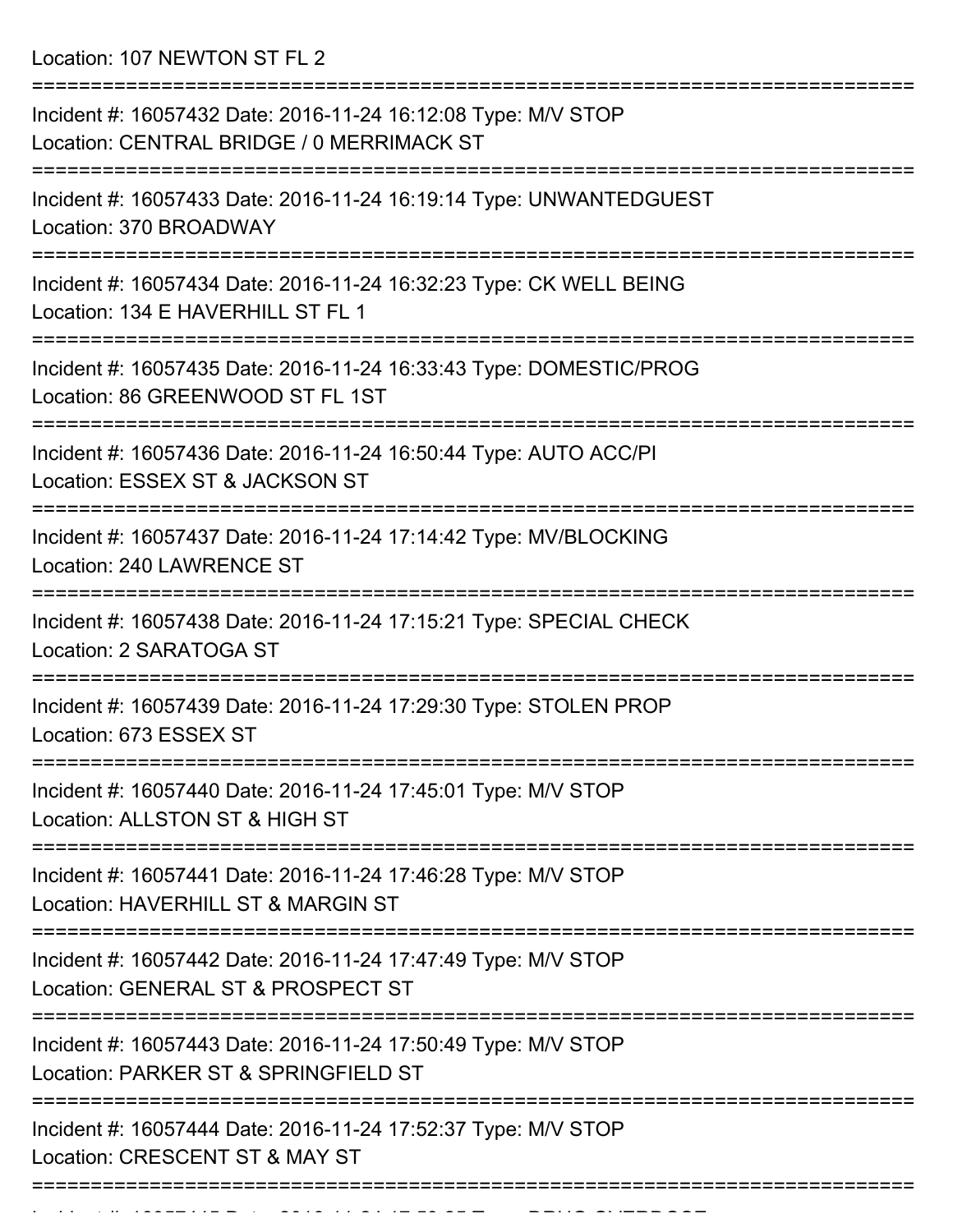Location: 107 NEWTON ST FL 2

===========================================================================

Incident #: 16057432 Date: 2016-11-24 16:12:08 Type: M/V STOP
Location: CENTRAL BRIDGE / 0 MERRIMACK ST

===========================================================================

Incident #: 16057433 Date: 2016-11-24 16:19:14 Type: UNWANTEDGUEST
Location: 370 BROADWAY

===========================================================================

Incident #: 16057434 Date: 2016-11-24 16:32:23 Type: CK WELL BEING
Location: 134 E HAVERHILL ST FL 1

===========================================================================

Incident #: 16057435 Date: 2016-11-24 16:33:43 Type: DOMESTIC/PROG
Location: 86 GREENWOOD ST FL 1ST

===========================================================================

Incident #: 16057436 Date: 2016-11-24 16:50:44 Type: AUTO ACC/PI
Location: ESSEX ST & JACKSON ST

===========================================================================

Incident #: 16057437 Date: 2016-11-24 17:14:42 Type: MV/BLOCKING
Location: 240 LAWRENCE ST

===========================================================================

Incident #: 16057438 Date: 2016-11-24 17:15:21 Type: SPECIAL CHECK
Location: 2 SARATOGA ST

===========================================================================

Incident #: 16057439 Date: 2016-11-24 17:29:30 Type: STOLEN PROP
Location: 673 ESSEX ST

===========================================================================

Incident #: 16057440 Date: 2016-11-24 17:45:01 Type: M/V STOP
Location: ALLSTON ST & HIGH ST

===========================================================================

Incident #: 16057441 Date: 2016-11-24 17:46:28 Type: M/V STOP
Location: HAVERHILL ST & MARGIN ST

===========================================================================

Incident #: 16057442 Date: 2016-11-24 17:47:49 Type: M/V STOP
Location: GENERAL ST & PROSPECT ST

===========================================================================

Incident #: 16057443 Date: 2016-11-24 17:50:49 Type: M/V STOP
Location: PARKER ST & SPRINGFIELD ST

===========================================================================

Incident #: 16057444 Date: 2016-11-24 17:52:37 Type: M/V STOP
Location: CRESCENT ST & MAY ST

===========================================================================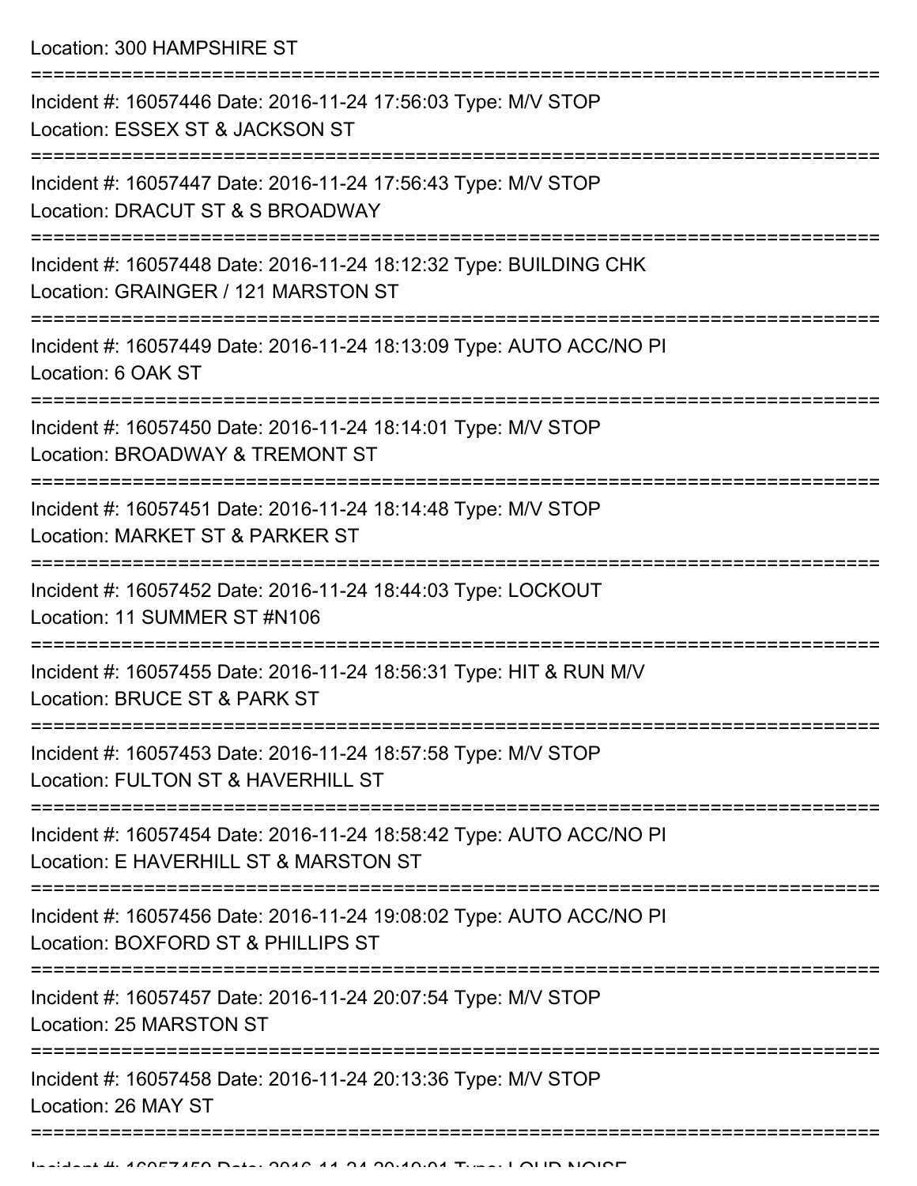Location: 300 HAMPSHIRE ST

===========================================================================

Incident #: 16057446 Date: 2016-11-24 17:56:03 Type: M/V STOP
Location: ESSEX ST & JACKSON ST

===========================================================================

Incident #: 16057447 Date: 2016-11-24 17:56:43 Type: M/V STOP
Location: DRACUT ST & S BROADWAY

===========================================================================

Incident #: 16057448 Date: 2016-11-24 18:12:32 Type: BUILDING CHK
Location: GRAINGER / 121 MARSTON ST

===========================================================================

Incident #: 16057449 Date: 2016-11-24 18:13:09 Type: AUTO ACC/NO PI
Location: 6 OAK ST

===========================================================================

Incident #: 16057450 Date: 2016-11-24 18:14:01 Type: M/V STOP
Location: BROADWAY & TREMONT ST

===========================================================================

Incident #: 16057451 Date: 2016-11-24 18:14:48 Type: M/V STOP
Location: MARKET ST & PARKER ST

===========================================================================

Incident #: 16057452 Date: 2016-11-24 18:44:03 Type: LOCKOUT
Location: 11 SUMMER ST #N106

===========================================================================

Incident #: 16057455 Date: 2016-11-24 18:56:31 Type: HIT & RUN M/V
Location: BRUCE ST & PARK ST

===========================================================================

Incident #: 16057453 Date: 2016-11-24 18:57:58 Type: M/V STOP
Location: FULTON ST & HAVERHILL ST

===========================================================================

Incident #: 16057454 Date: 2016-11-24 18:58:42 Type: AUTO ACC/NO PI
Location: E HAVERHILL ST & MARSTON ST

===========================================================================

Incident #: 16057456 Date: 2016-11-24 19:08:02 Type: AUTO ACC/NO PI
Location: BOXFORD ST & PHILLIPS ST

===========================================================================

Incident #: 16057457 Date: 2016-11-24 20:07:54 Type: M/V STOP
Location: 25 MARSTON ST

===========================================================================

Incident #: 16057458 Date: 2016-11-24 20:13:36 Type: M/V STOP
Location: 26 MAY ST

===========================================================================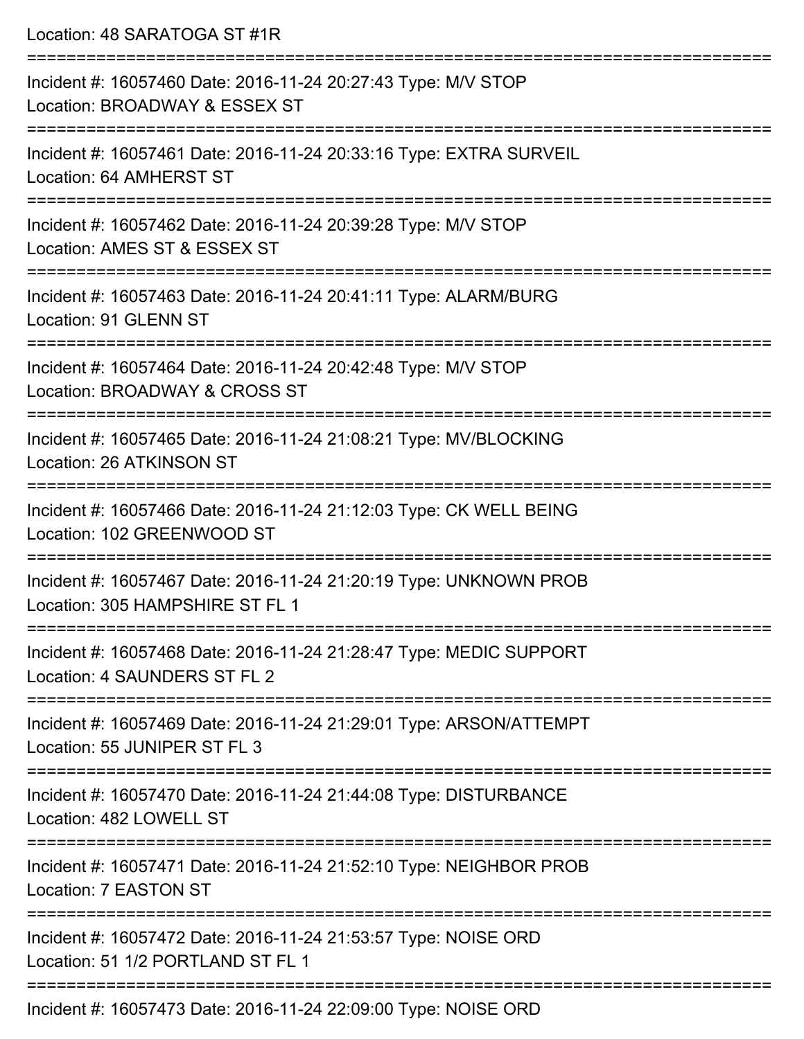Location: 48 SARATOGA ST #1R

===========================================================================

Incident #: 16057460 Date: 2016-11-24 20:27:43 Type: M/V STOP
Location: BROADWAY & ESSEX ST

===========================================================================

Incident #: 16057461 Date: 2016-11-24 20:33:16 Type: EXTRA SURVEIL
Location: 64 AMHERST ST

===========================================================================

Incident #: 16057462 Date: 2016-11-24 20:39:28 Type: M/V STOP
Location: AMES ST & ESSEX ST

===========================================================================

Incident #: 16057463 Date: 2016-11-24 20:41:11 Type: ALARM/BURG
Location: 91 GLENN ST

===========================================================================

Incident #: 16057464 Date: 2016-11-24 20:42:48 Type: M/V STOP
Location: BROADWAY & CROSS ST

===========================================================================

Incident #: 16057465 Date: 2016-11-24 21:08:21 Type: MV/BLOCKING
Location: 26 ATKINSON ST

===========================================================================

Incident #: 16057466 Date: 2016-11-24 21:12:03 Type: CK WELL BEING
Location: 102 GREENWOOD ST

===========================================================================

Incident #: 16057467 Date: 2016-11-24 21:20:19 Type: UNKNOWN PROB
Location: 305 HAMPSHIRE ST FL 1

===========================================================================

Incident #: 16057468 Date: 2016-11-24 21:28:47 Type: MEDIC SUPPORT
Location: 4 SAUNDERS ST FL 2

===========================================================================

Incident #: 16057469 Date: 2016-11-24 21:29:01 Type: ARSON/ATTEMPT
Location: 55 JUNIPER ST FL 3

===========================================================================

Incident #: 16057470 Date: 2016-11-24 21:44:08 Type: DISTURBANCE
Location: 482 LOWELL ST

===========================================================================

Incident #: 16057471 Date: 2016-11-24 21:52:10 Type: NEIGHBOR PROB
Location: 7 EASTON ST

===========================================================================

Incident #: 16057472 Date: 2016-11-24 21:53:57 Type: NOISE ORD
Location: 51 1/2 PORTLAND ST FL 1

===========================================================================

Incident #: 16057473 Date: 2016-11-24 22:09:00 Type: NOISE ORD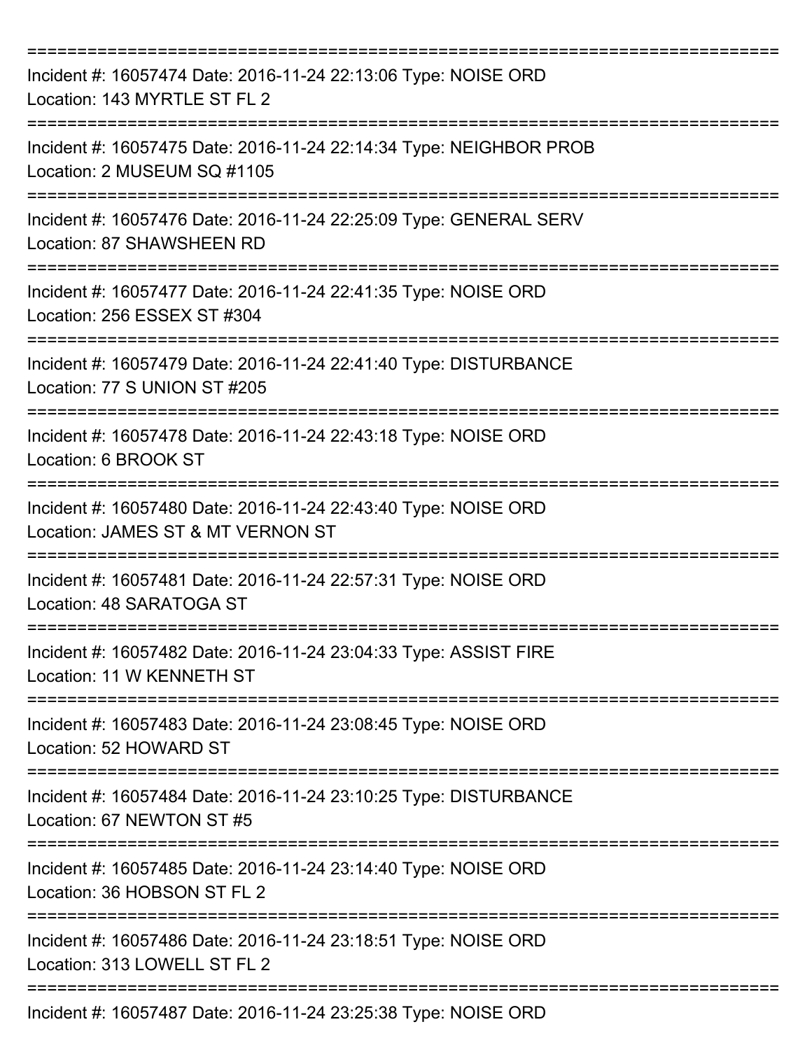===========================================================================

Incident #: 16057474 Date: 2016-11-24 22:13:06 Type: NOISE ORD
Location: 143 MYRTLE ST FL 2

===========================================================================

Incident #: 16057475 Date: 2016-11-24 22:14:34 Type: NEIGHBOR PROB
Location: 2 MUSEUM SQ #1105

===========================================================================

Incident #: 16057476 Date: 2016-11-24 22:25:09 Type: GENERAL SERV
Location: 87 SHAWSHEEN RD

===========================================================================

Incident #: 16057477 Date: 2016-11-24 22:41:35 Type: NOISE ORD
Location: 256 ESSEX ST #304

===========================================================================

Incident #: 16057479 Date: 2016-11-24 22:41:40 Type: DISTURBANCE
Location: 77 S UNION ST #205

===========================================================================

Incident #: 16057478 Date: 2016-11-24 22:43:18 Type: NOISE ORD
Location: 6 BROOK ST

===========================================================================

Incident #: 16057480 Date: 2016-11-24 22:43:40 Type: NOISE ORD
Location: JAMES ST & MT VERNON ST

===========================================================================

Incident #: 16057481 Date: 2016-11-24 22:57:31 Type: NOISE ORD
Location: 48 SARATOGA ST

===========================================================================

Incident #: 16057482 Date: 2016-11-24 23:04:33 Type: ASSIST FIRE
Location: 11 W KENNETH ST

===========================================================================

Incident #: 16057483 Date: 2016-11-24 23:08:45 Type: NOISE ORD
Location: 52 HOWARD ST

===========================================================================

Incident #: 16057484 Date: 2016-11-24 23:10:25 Type: DISTURBANCE
Location: 67 NEWTON ST #5

===========================================================================

Incident #: 16057485 Date: 2016-11-24 23:14:40 Type: NOISE ORD
Location: 36 HOBSON ST FL 2

===========================================================================

Incident #: 16057486 Date: 2016-11-24 23:18:51 Type: NOISE ORD
Location: 313 LOWELL ST FL 2

===========================================================================

Incident #: 16057487 Date: 2016-11-24 23:25:38 Type: NOISE ORD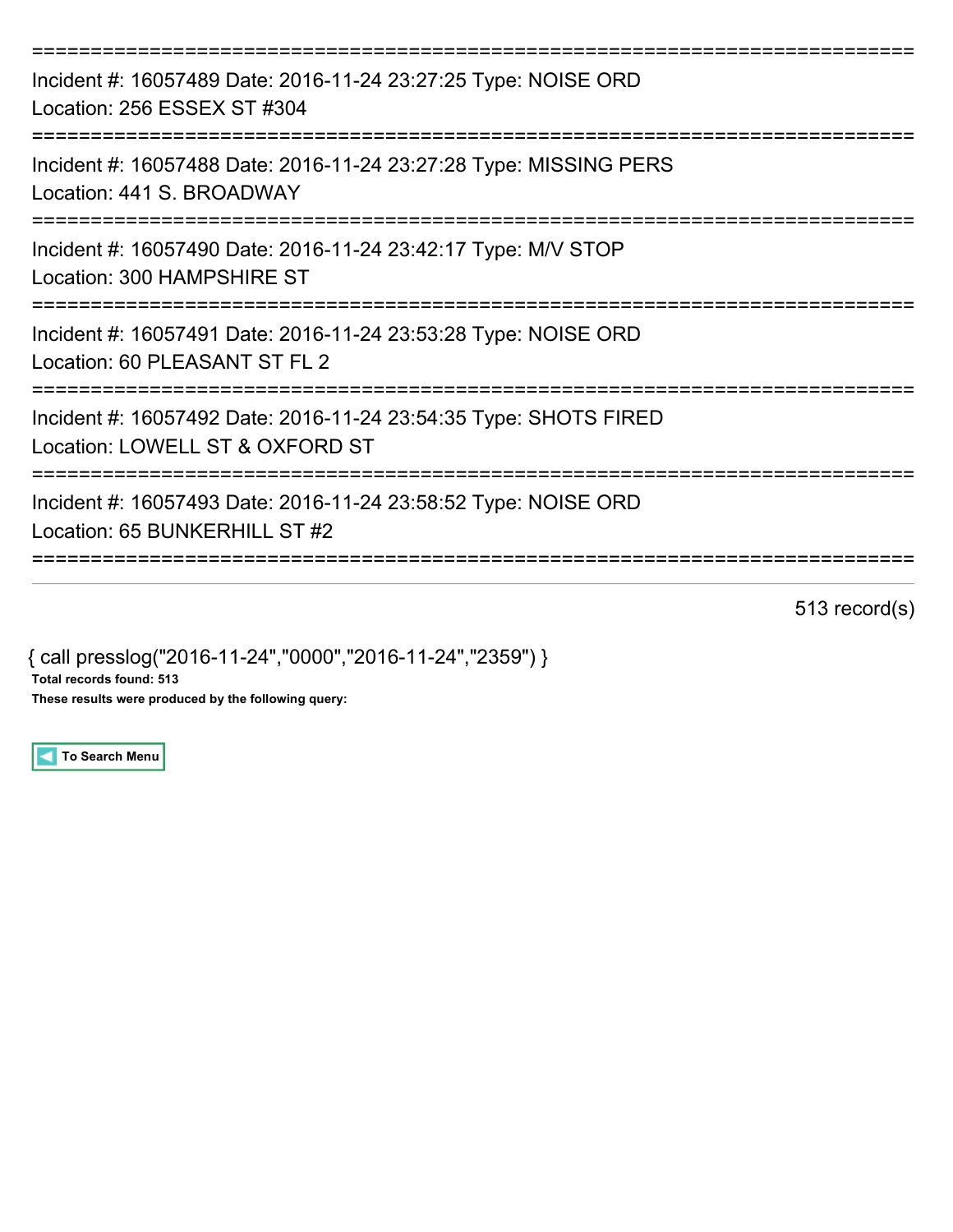===========================================================================

Incident #: 16057489 Date: 2016-11-24 23:27:25 Type: NOISE ORD

Location: 256 ESSEX ST #304

===========================================================================

Incident #: 16057488 Date: 2016-11-24 23:27:28 Type: MISSING PERS

Location: 441 S. BROADWAY

===========================================================================

Incident #: 16057490 Date: 2016-11-24 23:42:17 Type: M/V STOP

Location: 300 HAMPSHIRE ST

===========================================================================

Incident #: 16057491 Date: 2016-11-24 23:53:28 Type: NOISE ORD

Location: 60 PLEASANT ST FL 2

===========================================================================

Incident #: 16057492 Date: 2016-11-24 23:54:35 Type: SHOTS FIRED

Location: LOWELL ST & OXFORD ST

===========================================================================

Incident #: 16057493 Date: 2016-11-24 23:58:52 Type: NOISE ORD

Location: 65 BUNKERHILL ST #2

===========================================================================

513 record(s)

{ call presslog("2016-11-24","0000","2016-11-24","2359") }

**Total records found: 513**

**These results were produced by the following query:**

To Search Menu